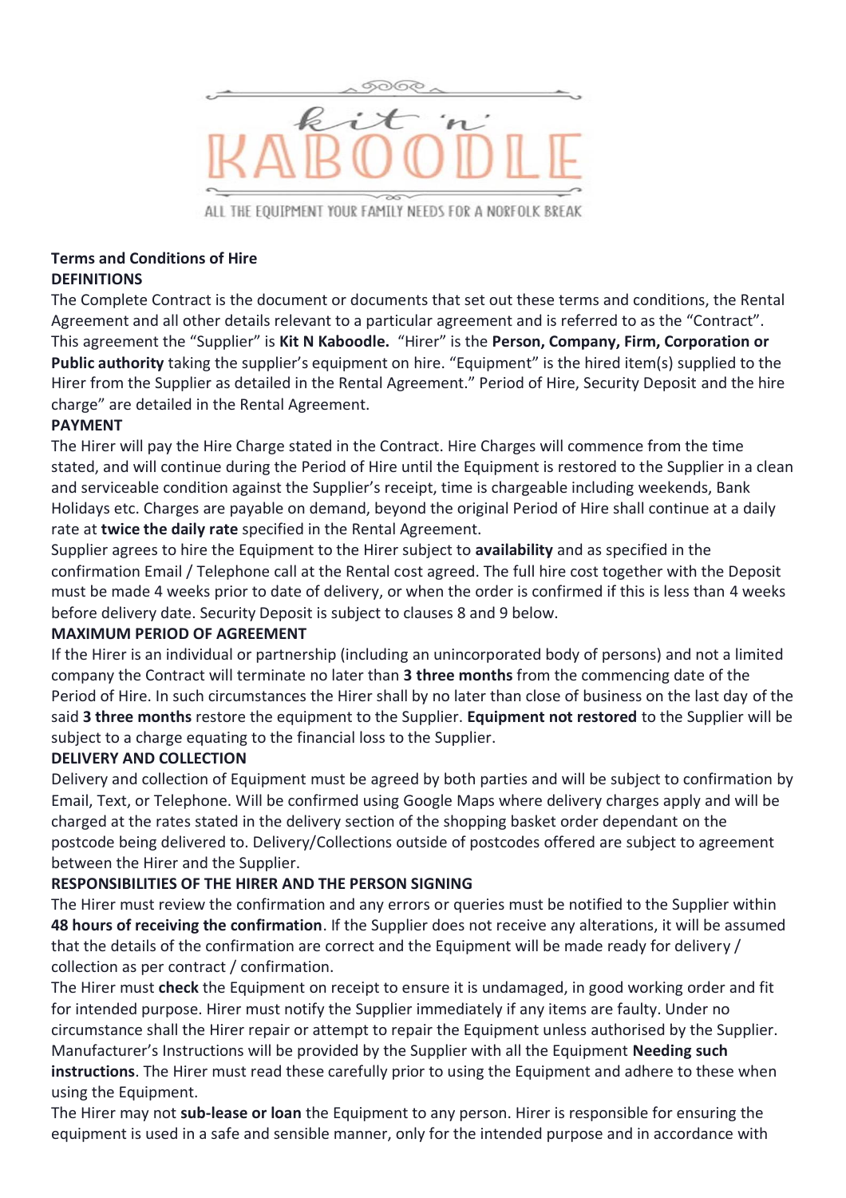kit 'n' KABOODLE

ALL THE EQUIPMENT YOUR FAMILY NEEDS FOR A NORFOLK BREAK

**Terms and Conditions of Hire**

**DEFINITIONS**

The Complete Contract is the document or documents that set out these terms and conditions, the Rental Agreement and all other details relevant to a particular agreement and is referred to as the "Contract". This agreement the "Supplier" is **Kit N Kaboodle.** "Hirer" is the **Person, Company, Firm, Corporation or Public authority** taking the supplier's equipment on hire. "Equipment" is the hired item(s) supplied to the Hirer from the Supplier as detailed in the Rental Agreement." Period of Hire, Security Deposit and the hire charge" are detailed in the Rental Agreement.

**PAYMENT**

The Hirer will pay the Hire Charge stated in the Contract. Hire Charges will commence from the time stated, and will continue during the Period of Hire until the Equipment is restored to the Supplier in a clean and serviceable condition against the Supplier's receipt, time is chargeable including weekends, Bank Holidays etc. Charges are payable on demand, beyond the original Period of Hire shall continue at a daily rate at **twice the daily rate** specified in the Rental Agreement.

Supplier agrees to hire the Equipment to the Hirer subject to **availability** and as specified in the confirmation Email / Telephone call at the Rental cost agreed. The full hire cost together with the Deposit must be made 4 weeks prior to date of delivery, or when the order is confirmed if this is less than 4 weeks before delivery date. Security Deposit is subject to clauses 8 and 9 below.

**MAXIMUM PERIOD OF AGREEMENT**

If the Hirer is an individual or partnership (including an unincorporated body of persons) and not a limited company the Contract will terminate no later than **3 three months** from the commencing date of the Period of Hire. In such circumstances the Hirer shall by no later than close of business on the last day of the said **3 three months** restore the equipment to the Supplier. **Equipment not restored** to the Supplier will be subject to a charge equating to the financial loss to the Supplier.

**DELIVERY AND COLLECTION**

Delivery and collection of Equipment must be agreed by both parties and will be subject to confirmation by Email, Text, or Telephone. Will be confirmed using Google Maps where delivery charges apply and will be charged at the rates stated in the delivery section of the shopping basket order dependant on the postcode being delivered to. Delivery/Collections outside of postcodes offered are subject to agreement between the Hirer and the Supplier.

**RESPONSIBILITIES OF THE HIRER AND THE PERSON SIGNING**

The Hirer must review the confirmation and any errors or queries must be notified to the Supplier within **48 hours of receiving the confirmation**. If the Supplier does not receive any alterations, it will be assumed that the details of the confirmation are correct and the Equipment will be made ready for delivery / collection as per contract / confirmation.

The Hirer must **check** the Equipment on receipt to ensure it is undamaged, in good working order and fit for intended purpose. Hirer must notify the Supplier immediately if any items are faulty. Under no circumstance shall the Hirer repair or attempt to repair the Equipment unless authorised by the Supplier. Manufacturer's Instructions will be provided by the Supplier with all the Equipment **Needing such instructions**. The Hirer must read these carefully prior to using the Equipment and adhere to these when using the Equipment.

The Hirer may not **sub-lease or loan** the Equipment to any person. Hirer is responsible for ensuring the equipment is used in a safe and sensible manner, only for the intended purpose and in accordance with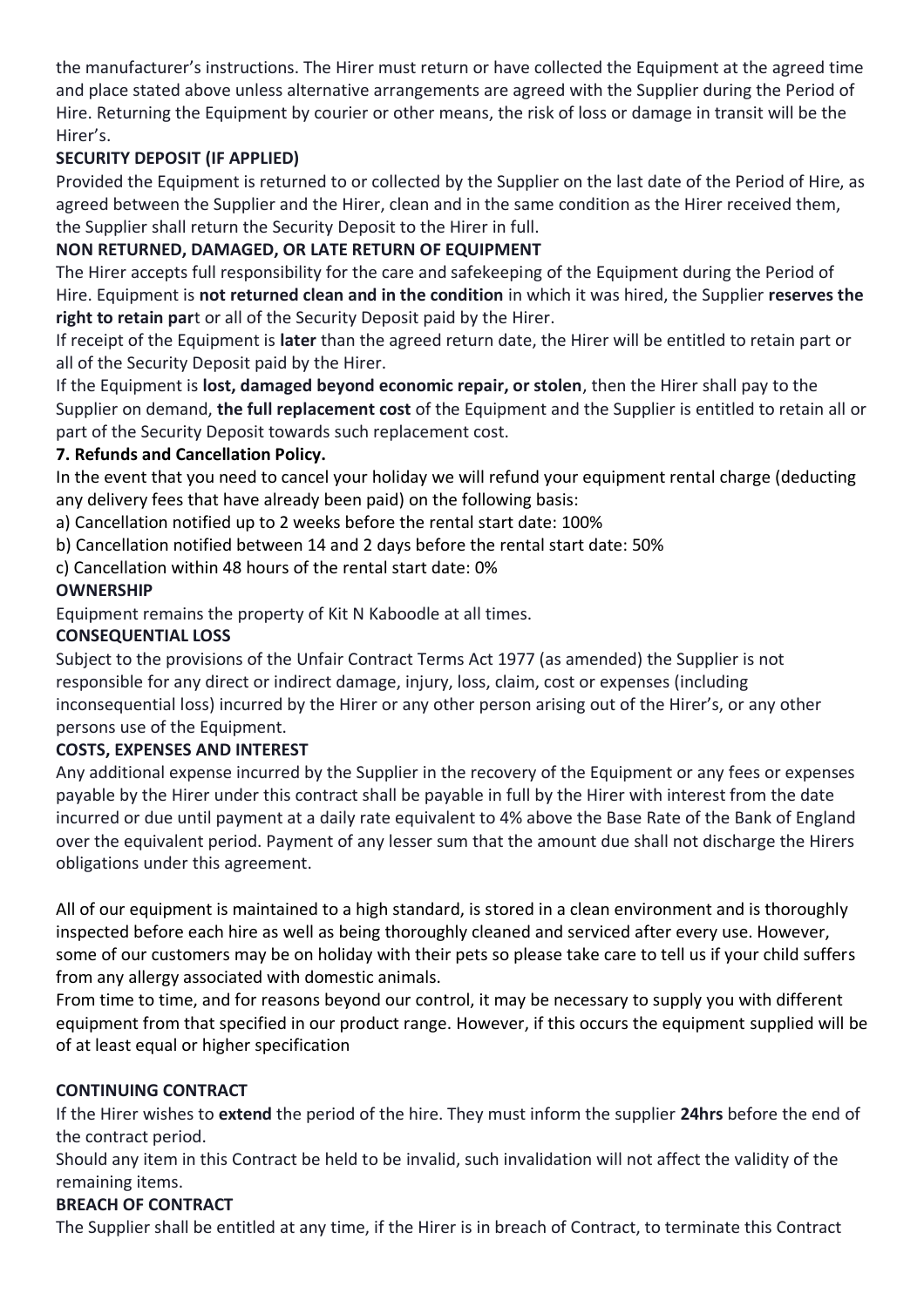the manufacturer's instructions. The Hirer must return or have collected the Equipment at the agreed time and place stated above unless alternative arrangements are agreed with the Supplier during the Period of Hire. Returning the Equipment by courier or other means, the risk of loss or damage in transit will be the Hirer's.

**SECURITY DEPOSIT (IF APPLIED)**

Provided the Equipment is returned to or collected by the Supplier on the last date of the Period of Hire, as agreed between the Supplier and the Hirer, clean and in the same condition as the Hirer received them, the Supplier shall return the Security Deposit to the Hirer in full.

**NON RETURNED, DAMAGED, OR LATE RETURN OF EQUIPMENT**

The Hirer accepts full responsibility for the care and safekeeping of the Equipment during the Period of Hire. Equipment is **not returned clean and in the condition** in which it was hired, the Supplier **reserves the right to retain par**t or all of the Security Deposit paid by the Hirer.

If receipt of the Equipment is **later** than the agreed return date, the Hirer will be entitled to retain part or all of the Security Deposit paid by the Hirer.

If the Equipment is **lost, damaged beyond economic repair, or stolen**, then the Hirer shall pay to the Supplier on demand, **the full replacement cost** of the Equipment and the Supplier is entitled to retain all or part of the Security Deposit towards such replacement cost.

**7. Refunds and Cancellation Policy.**

In the event that you need to cancel your holiday we will refund your equipment rental charge (deducting any delivery fees that have already been paid) on the following basis:

a) Cancellation notified up to 2 weeks before the rental start date: 100%

b) Cancellation notified between 14 and 2 days before the rental start date: 50%

c) Cancellation within 48 hours of the rental start date: 0%

**OWNERSHIP**

Equipment remains the property of Kit N Kaboodle at all times.

**CONSEQUENTIAL LOSS**

Subject to the provisions of the Unfair Contract Terms Act 1977 (as amended) the Supplier is not responsible for any direct or indirect damage, injury, loss, claim, cost or expenses (including inconsequential loss) incurred by the Hirer or any other person arising out of the Hirer's, or any other persons use of the Equipment.

**COSTS, EXPENSES AND INTEREST**

Any additional expense incurred by the Supplier in the recovery of the Equipment or any fees or expenses payable by the Hirer under this contract shall be payable in full by the Hirer with interest from the date incurred or due until payment at a daily rate equivalent to 4% above the Base Rate of the Bank of England over the equivalent period. Payment of any lesser sum that the amount due shall not discharge the Hirers obligations under this agreement.

All of our equipment is maintained to a high standard, is stored in a clean environment and is thoroughly inspected before each hire as well as being thoroughly cleaned and serviced after every use. However, some of our customers may be on holiday with their pets so please take care to tell us if your child suffers from any allergy associated with domestic animals.

From time to time, and for reasons beyond our control, it may be necessary to supply you with different equipment from that specified in our product range. However, if this occurs the equipment supplied will be of at least equal or higher specification

**CONTINUING CONTRACT**

If the Hirer wishes to **extend** the period of the hire. They must inform the supplier **24hrs** before the end of the contract period.

Should any item in this Contract be held to be invalid, such invalidation will not affect the validity of the remaining items.

**BREACH OF CONTRACT**

The Supplier shall be entitled at any time, if the Hirer is in breach of Contract, to terminate this Contract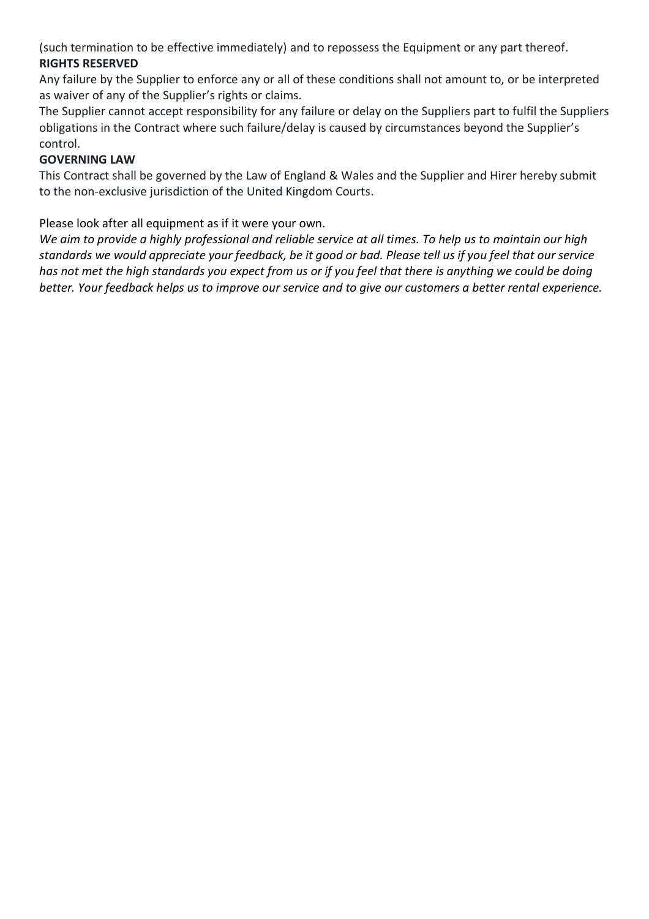(such termination to be effective immediately) and to repossess the Equipment or any part thereof.

**RIGHTS RESERVED**

Any failure by the Supplier to enforce any or all of these conditions shall not amount to, or be interpreted as waiver of any of the Supplier's rights or claims.

The Supplier cannot accept responsibility for any failure or delay on the Suppliers part to fulfil the Suppliers obligations in the Contract where such failure/delay is caused by circumstances beyond the Supplier's control.

**GOVERNING LAW**

This Contract shall be governed by the Law of England & Wales and the Supplier and Hirer hereby submit to the non-exclusive jurisdiction of the United Kingdom Courts.

Please look after all equipment as if it were your own.

*We aim to provide a highly professional and reliable service at all times. To help us to maintain our high standards we would appreciate your feedback, be it good or bad. Please tell us if you feel that our service has not met the high standards you expect from us or if you feel that there is anything we could be doing better. Your feedback helps us to improve our service and to give our customers a better rental experience.*